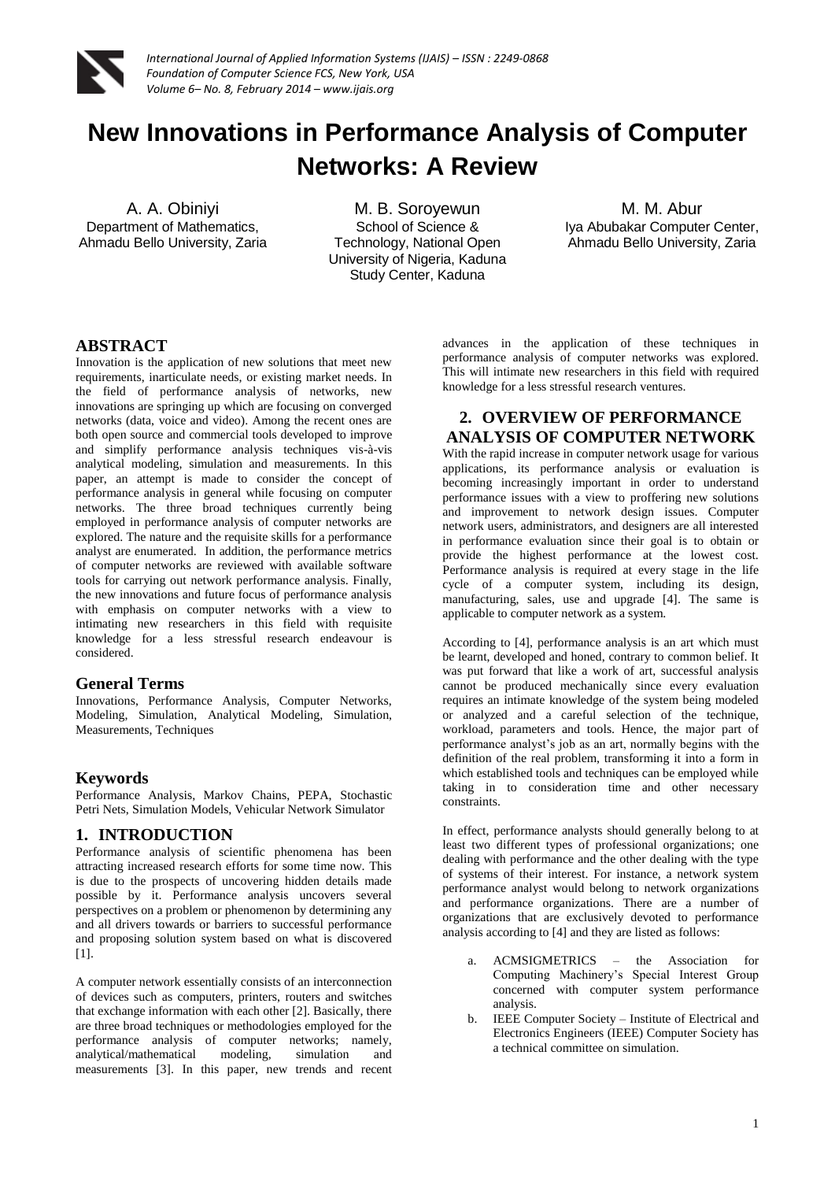# New Innovations in Performance Analysis of Computer Networks: A Review

A. A. Obiniyi
Department of Mathematics,
Ahmadu Bello University, Zaria

M. B. Soroyewun
School of Science & Technology, National Open University of Nigeria, Kaduna Study Center, Kaduna

M. M. Abur
Iya Abubakar Computer Center,
Ahmadu Bello University, Zaria

## ABSTRACT

Innovation is the application of new solutions that meet new requirements, inarticulate needs, or existing market needs. In the field of performance analysis of networks, new innovations are springing up which are focusing on converged networks (data, voice and video). Among the recent ones are both open source and commercial tools developed to improve and simplify performance analysis techniques vis-à-vis analytical modeling, simulation and measurements. In this paper, an attempt is made to consider the concept of performance analysis in general while focusing on computer networks. The three broad techniques currently being employed in performance analysis of computer networks are explored. The nature and the requisite skills for a performance analyst are enumerated. In addition, the performance metrics of computer networks are reviewed with available software tools for carrying out network performance analysis. Finally, the new innovations and future focus of performance analysis with emphasis on computer networks with a view to intimating new researchers in this field with requisite knowledge for a less stressful research endeavour is considered.

### General Terms

Innovations, Performance Analysis, Computer Networks, Modeling, Simulation, Analytical Modeling, Simulation, Measurements, Techniques

### Keywords

Performance Analysis, Markov Chains, PEPA, Stochastic Petri Nets, Simulation Models, Vehicular Network Simulator

## 1. INTRODUCTION

Performance analysis of scientific phenomena has been attracting increased research efforts for some time now. This is due to the prospects of uncovering hidden details made possible by it. Performance analysis uncovers several perspectives on a problem or phenomenon by determining any and all drivers towards or barriers to successful performance and proposing solution system based on what is discovered [1].

A computer network essentially consists of an interconnection of devices such as computers, printers, routers and switches that exchange information with each other [2]. Basically, there are three broad techniques or methodologies employed for the performance analysis of computer networks; namely, analytical/mathematical modeling, simulation and measurements [3]. In this paper, new trends and recent advances in the application of these techniques in performance analysis of computer networks was explored. This will intimate new researchers in this field with required knowledge for a less stressful research ventures.

## 2. OVERVIEW OF PERFORMANCE ANALYSIS OF COMPUTER NETWORK

With the rapid increase in computer network usage for various applications, its performance analysis or evaluation is becoming increasingly important in order to understand performance issues with a view to proffering new solutions and improvement to network design issues. Computer network users, administrators, and designers are all interested in performance evaluation since their goal is to obtain or provide the highest performance at the lowest cost. Performance analysis is required at every stage in the life cycle of a computer system, including its design, manufacturing, sales, use and upgrade [4]. The same is applicable to computer network as a system.

According to [4], performance analysis is an art which must be learnt, developed and honed, contrary to common belief. It was put forward that like a work of art, successful analysis cannot be produced mechanically since every evaluation requires an intimate knowledge of the system being modeled or analyzed and a careful selection of the technique, workload, parameters and tools. Hence, the major part of performance analyst's job as an art, normally begins with the definition of the real problem, transforming it into a form in which established tools and techniques can be employed while taking in to consideration time and other necessary constraints.

In effect, performance analysts should generally belong to at least two different types of professional organizations; one dealing with performance and the other dealing with the type of systems of their interest. For instance, a network system performance analyst would belong to network organizations and performance organizations. There are a number of organizations that are exclusively devoted to performance analysis according to [4] and they are listed as follows:

a. ACMSIGMETRICS – the Association for Computing Machinery's Special Interest Group concerned with computer system performance analysis.
b. IEEE Computer Society – Institute of Electrical and Electronics Engineers (IEEE) Computer Society has a technical committee on simulation.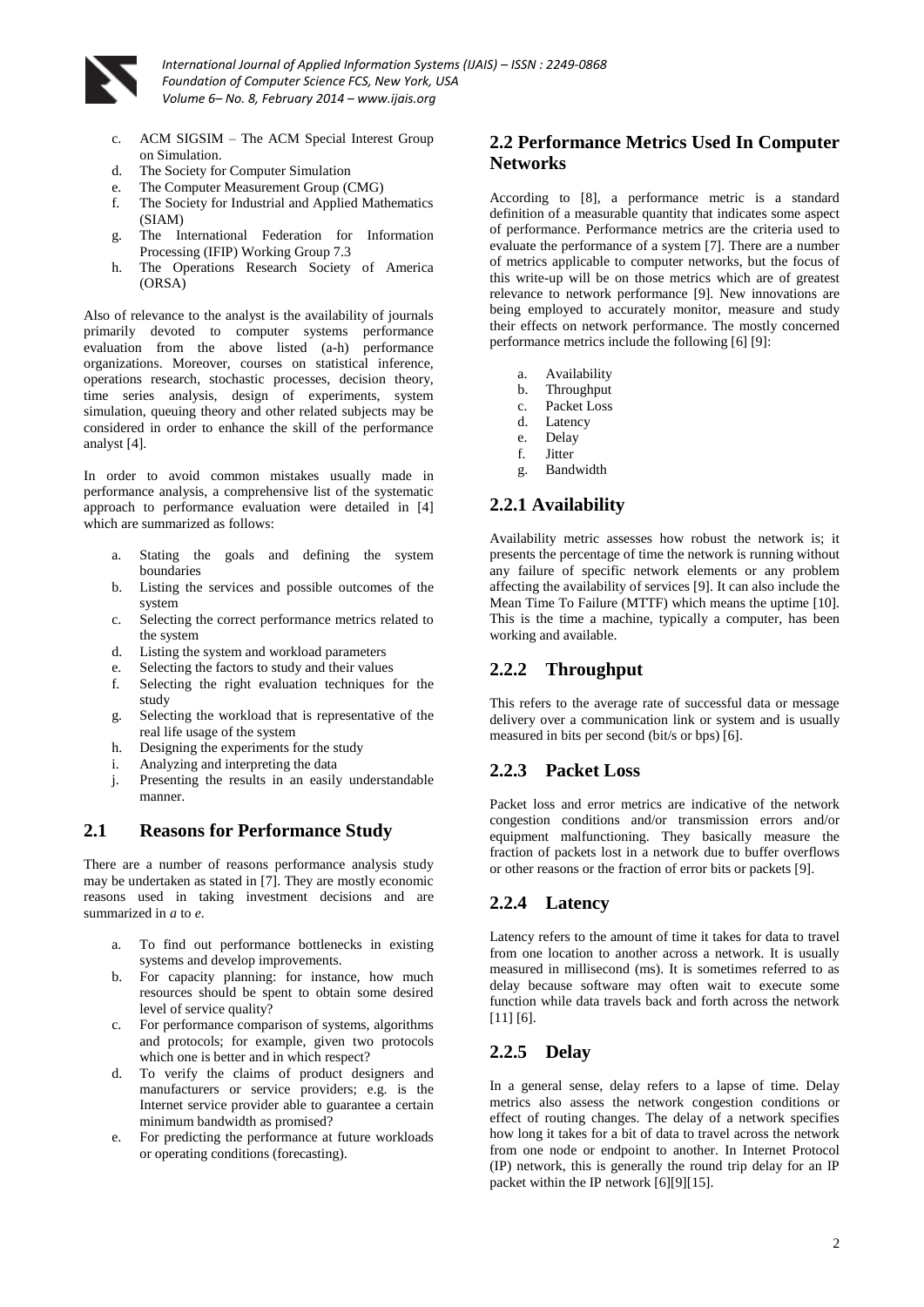c. ACM SIGSIM – The ACM Special Interest Group on Simulation.
d. The Society for Computer Simulation
e. The Computer Measurement Group (CMG)
f. The Society for Industrial and Applied Mathematics (SIAM)
g. The International Federation for Information Processing (IFIP) Working Group 7.3
h. The Operations Research Society of America (ORSA)

Also of relevance to the analyst is the availability of journals primarily devoted to computer systems performance evaluation from the above listed (a-h) performance organizations. Moreover, courses on statistical inference, operations research, stochastic processes, decision theory, time series analysis, design of experiments, system simulation, queuing theory and other related subjects may be considered in order to enhance the skill of the performance analyst [4].

In order to avoid common mistakes usually made in performance analysis, a comprehensive list of the systematic approach to performance evaluation were detailed in [4] which are summarized as follows:

a. Stating the goals and defining the system boundaries
b. Listing the services and possible outcomes of the system
c. Selecting the correct performance metrics related to the system
d. Listing the system and workload parameters
e. Selecting the factors to study and their values
f. Selecting the right evaluation techniques for the study
g. Selecting the workload that is representative of the real life usage of the system
h. Designing the experiments for the study
i. Analyzing and interpreting the data
j. Presenting the results in an easily understandable manner.

## 2.1 Reasons for Performance Study

There are a number of reasons performance analysis study may be undertaken as stated in [7]. They are mostly economic reasons used in taking investment decisions and are summarized in *a* to *e*.

a. To find out performance bottlenecks in existing systems and develop improvements.
b. For capacity planning: for instance, how much resources should be spent to obtain some desired level of service quality?
c. For performance comparison of systems, algorithms and protocols; for example, given two protocols which one is better and in which respect?
d. To verify the claims of product designers and manufacturers or service providers; e.g. is the Internet service provider able to guarantee a certain minimum bandwidth as promised?
e. For predicting the performance at future workloads or operating conditions (forecasting).

## 2.2 Performance Metrics Used In Computer Networks

According to [8], a performance metric is a standard definition of a measurable quantity that indicates some aspect of performance. Performance metrics are the criteria used to evaluate the performance of a system [7]. There are a number of metrics applicable to computer networks, but the focus of this write-up will be on those metrics which are of greatest relevance to network performance [9]. New innovations are being employed to accurately monitor, measure and study their effects on network performance. The mostly concerned performance metrics include the following [6] [9]:

a. Availability
b. Throughput
c. Packet Loss
d. Latency
e. Delay
f. Jitter
g. Bandwidth

### 2.2.1 Availability

Availability metric assesses how robust the network is; it presents the percentage of time the network is running without any failure of specific network elements or any problem affecting the availability of services [9]. It can also include the Mean Time To Failure (MTTF) which means the uptime [10]. This is the time a machine, typically a computer, has been working and available.

### 2.2.2 Throughput

This refers to the average rate of successful data or message delivery over a communication link or system and is usually measured in bits per second (bit/s or bps) [6].

### 2.2.3 Packet Loss

Packet loss and error metrics are indicative of the network congestion conditions and/or transmission errors and/or equipment malfunctioning. They basically measure the fraction of packets lost in a network due to buffer overflows or other reasons or the fraction of error bits or packets [9].

### 2.2.4 Latency

Latency refers to the amount of time it takes for data to travel from one location to another across a network. It is usually measured in millisecond (ms). It is sometimes referred to as delay because software may often wait to execute some function while data travels back and forth across the network [11] [6].

### 2.2.5 Delay

In a general sense, delay refers to a lapse of time. Delay metrics also assess the network congestion conditions or effect of routing changes. The delay of a network specifies how long it takes for a bit of data to travel across the network from one node or endpoint to another. In Internet Protocol (IP) network, this is generally the round trip delay for an IP packet within the IP network [6][9][15].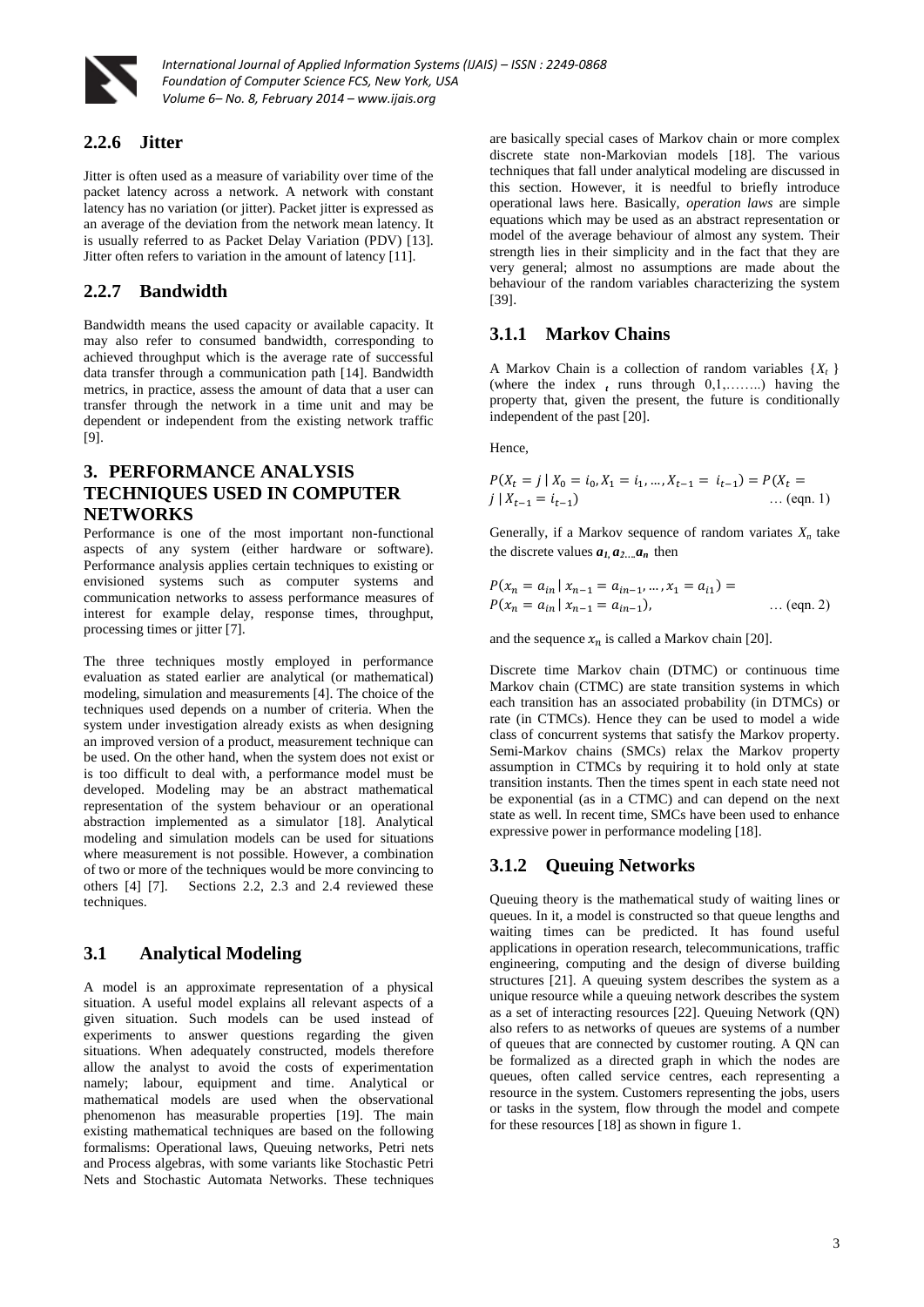### 2.2.6 Jitter

Jitter is often used as a measure of variability over time of the packet latency across a network. A network with constant latency has no variation (or jitter). Packet jitter is expressed as an average of the deviation from the network mean latency. It is usually referred to as Packet Delay Variation (PDV) [13]. Jitter often refers to variation in the amount of latency [11].

### 2.2.7 Bandwidth

Bandwidth means the used capacity or available capacity. It may also refer to consumed bandwidth, corresponding to achieved throughput which is the average rate of successful data transfer through a communication path [14]. Bandwidth metrics, in practice, assess the amount of data that a user can transfer through the network in a time unit and may be dependent or independent from the existing network traffic [9].

## 3. PERFORMANCE ANALYSIS TECHNIQUES USED IN COMPUTER NETWORKS

Performance is one of the most important non-functional aspects of any system (either hardware or software). Performance analysis applies certain techniques to existing or envisioned systems such as computer systems and communication networks to assess performance measures of interest for example delay, response times, throughput, processing times or jitter [7].

The three techniques mostly employed in performance evaluation as stated earlier are analytical (or mathematical) modeling, simulation and measurements [4]. The choice of the techniques used depends on a number of criteria. When the system under investigation already exists as when designing an improved version of a product, measurement technique can be used. On the other hand, when the system does not exist or is too difficult to deal with, a performance model must be developed. Modeling may be an abstract mathematical representation of the system behaviour or an operational abstraction implemented as a simulator [18]. Analytical modeling and simulation models can be used for situations where measurement is not possible. However, a combination of two or more of the techniques would be more convincing to others [4] [7]. Sections 2.2, 2.3 and 2.4 reviewed these techniques.

### 3.1 Analytical Modeling

A model is an approximate representation of a physical situation. A useful model explains all relevant aspects of a given situation. Such models can be used instead of experiments to answer questions regarding the given situations. When adequately constructed, models therefore allow the analyst to avoid the costs of experimentation namely; labour, equipment and time. Analytical or mathematical models are used when the observational phenomenon has measurable properties [19]. The main existing mathematical techniques are based on the following formalisms: Operational laws, Queuing networks, Petri nets and Process algebras, with some variants like Stochastic Petri Nets and Stochastic Automata Networks. These techniques are basically special cases of Markov chain or more complex discrete state non-Markovian models [18]. The various techniques that fall under analytical modeling are discussed in this section. However, it is needful to briefly introduce operational laws here. Basically, *operation laws* are simple equations which may be used as an abstract representation or model of the average behaviour of almost any system. Their strength lies in their simplicity and in the fact that they are very general; almost no assumptions are made about the behaviour of the random variables characterizing the system [39].

### 3.1.1 Markov Chains

A Markov Chain is a collection of random variables $\{X_t\}$ (where the index $t$ runs through 0,1,……..) having the property that, given the present, the future is conditionally independent of the past [20].

Hence,

$$P(X_t = j \mid X_0 = i_0, X_1 = i_1, \dots, X_{t-1} = i_{t-1}) = P(X_t = j \mid X_{t-1} = i_{t-1}) \quad \dots \text{(eqn. 1)}$$

Generally, if a Markov sequence of random variates $X_n$ take the discrete values $a_1, a_2 \dots a_n$ then

$$P(x_n = a_{in} \mid x_{n-1} = a_{in-1}, \dots, x_1 = a_{i1}) = P(x_n = a_{in} \mid x_{n-1} = a_{in-1}), \quad \dots \text{(eqn. 2)}$$

and the sequence $x_n$ is called a Markov chain [20].

Discrete time Markov chain (DTMC) or continuous time Markov chain (CTMC) are state transition systems in which each transition has an associated probability (in DTMCs) or rate (in CTMCs). Hence they can be used to model a wide class of concurrent systems that satisfy the Markov property. Semi-Markov chains (SMCs) relax the Markov property assumption in CTMCs by requiring it to hold only at state transition instants. Then the times spent in each state need not be exponential (as in a CTMC) and can depend on the next state as well. In recent time, SMCs have been used to enhance expressive power in performance modeling [18].

### 3.1.2 Queuing Networks

Queuing theory is the mathematical study of waiting lines or queues. In it, a model is constructed so that queue lengths and waiting times can be predicted. It has found useful applications in operation research, telecommunications, traffic engineering, computing and the design of diverse building structures [21]. A queuing system describes the system as a unique resource while a queuing network describes the system as a set of interacting resources [22]. Queuing Network (QN) also refers to as networks of queues are systems of a number of queues that are connected by customer routing. A QN can be formalized as a directed graph in which the nodes are queues, often called service centres, each representing a resource in the system. Customers representing the jobs, users or tasks in the system, flow through the model and compete for these resources [18] as shown in figure 1.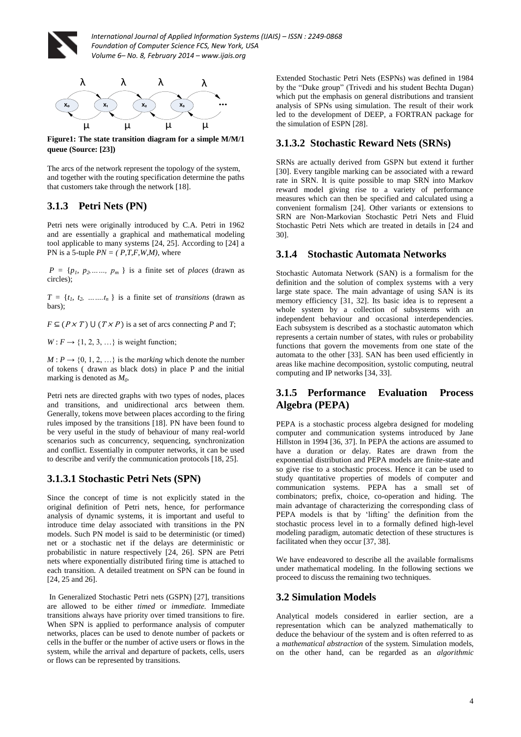**Figure1: The state transition diagram for a simple M/M/1 queue (Source: [23])**

The arcs of the network represent the topology of the system, and together with the routing specification determine the paths that customers take through the network [18].

### 3.1.3 Petri Nets (PN)

Petri nets were originally introduced by C.A. Petri in 1962 and are essentially a graphical and mathematical modeling tool applicable to many systems [24, 25]. According to [24] a PN is a 5-tuple $PN = (P,T,F,W,M)$, where

$P = \{p_1, p_2, \ldots\ldots, p_m\}$ is a finite set of *places* (drawn as circles);

$T = \{t_1, t_2, \ldots\ldots t_n\}$ is a finite set of *transitions* (drawn as bars);

$F \subseteq (P \times T) \cup (T \times P)$ is a set of arcs connecting $P$ and $T$;

$W : F \rightarrow \{1, 2, 3, \ldots\}$ is weight function;

$M : P \rightarrow \{0, 1, 2, \ldots\}$ is the *marking* which denote the number of tokens ( drawn as black dots) in place P and the initial marking is denoted as $M_0$.

Petri nets are directed graphs with two types of nodes, places and transitions, and unidirectional arcs between them. Generally, tokens move between places according to the firing rules imposed by the transitions [18]. PN have been found to be very useful in the study of behaviour of many real-world scenarios such as concurrency, sequencing, synchronization and conflict. Essentially in computer networks, it can be used to describe and verify the communication protocols [18, 25].

#### 3.1.3.1 Stochastic Petri Nets (SPN)

Since the concept of time is not explicitly stated in the original definition of Petri nets, hence, for performance analysis of dynamic systems, it is important and useful to introduce time delay associated with transitions in the PN models. Such PN model is said to be deterministic (or timed) net or a stochastic net if the delays are deterministic or probabilistic in nature respectively [24, 26]. SPN are Petri nets where exponentially distributed firing time is attached to each transition. A detailed treatment on SPN can be found in [24, 25 and 26].

In Generalized Stochastic Petri nets (GSPN) [27], transitions are allowed to be either *timed* or *immediate.* Immediate transitions always have priority over timed transitions to fire. When SPN is applied to performance analysis of computer networks, places can be used to denote number of packets or cells in the buffer or the number of active users or flows in the system, while the arrival and departure of packets, cells, users or flows can be represented by transitions.

Extended Stochastic Petri Nets (ESPNs) was defined in 1984 by the "Duke group" (Trivedi and his student Bechta Dugan) which put the emphasis on general distributions and transient analysis of SPNs using simulation. The result of their work led to the development of DEEP, a FORTRAN package for the simulation of ESPN [28].

#### 3.1.3.2 Stochastic Reward Nets (SRNs)

SRNs are actually derived from GSPN but extend it further [30]. Every tangible marking can be associated with a reward rate in SRN. It is quite possible to map SRN into Markov reward model giving rise to a variety of performance measures which can then be specified and calculated using a convenient formalism [24]. Other variants or extensions to SRN are Non-Markovian Stochastic Petri Nets and Fluid Stochastic Petri Nets which are treated in details in [24 and 30].

### 3.1.4 Stochastic Automata Networks

Stochastic Automata Network (SAN) is a formalism for the definition and the solution of complex systems with a very large state space. The main advantage of using SAN is its memory efficiency [31, 32]. Its basic idea is to represent a whole system by a collection of subsystems with an independent behaviour and occasional interdependencies. Each subsystem is described as a stochastic automaton which represents a certain number of states, with rules or probability functions that govern the movements from one state of the automata to the other [33]. SAN has been used efficiently in areas like machine decomposition, systolic computing, neutral computing and IP networks [34, 33].

### 3.1.5 Performance Evaluation Process Algebra (PEPA)

PEPA is a stochastic process algebra designed for modeling computer and communication systems introduced by Jane Hillston in 1994 [36, 37]. In PEPA the actions are assumed to have a duration or delay. Rates are drawn from the exponential distribution and PEPA models are finite-state and so give rise to a stochastic process. Hence it can be used to study quantitative properties of models of computer and communication systems. PEPA has a small set of combinators; prefix, choice, co-operation and hiding. The main advantage of characterizing the corresponding class of PEPA models is that by 'lifting' the definition from the stochastic process level in to a formally defined high-level modeling paradigm, automatic detection of these structures is facilitated when they occur [37, 38].

We have endeavored to describe all the available formalisms under mathematical modeling. In the following sections we proceed to discuss the remaining two techniques.

## 3.2 Simulation Models

Analytical models considered in earlier section, are a representation which can be analyzed mathematically to deduce the behaviour of the system and is often referred to as a *mathematical abstraction* of the system. Simulation models, on the other hand, can be regarded as an *algorithmic*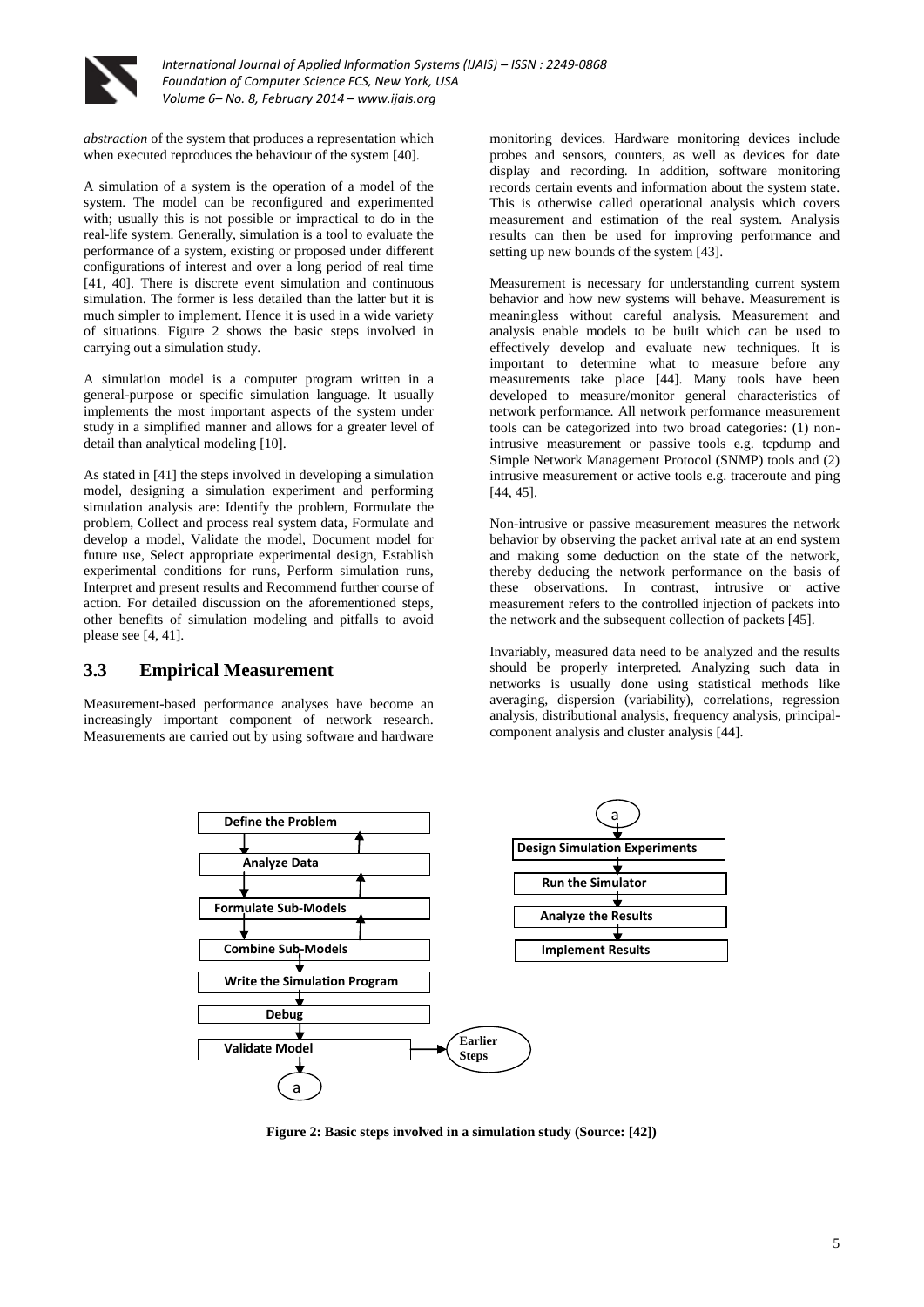*abstraction* of the system that produces a representation which when executed reproduces the behaviour of the system [40].

A simulation of a system is the operation of a model of the system. The model can be reconfigured and experimented with; usually this is not possible or impractical to do in the real-life system. Generally, simulation is a tool to evaluate the performance of a system, existing or proposed under different configurations of interest and over a long period of real time [41, 40]. There is discrete event simulation and continuous simulation. The former is less detailed than the latter but it is much simpler to implement. Hence it is used in a wide variety of situations. Figure 2 shows the basic steps involved in carrying out a simulation study.

A simulation model is a computer program written in a general-purpose or specific simulation language. It usually implements the most important aspects of the system under study in a simplified manner and allows for a greater level of detail than analytical modeling [10].

As stated in [41] the steps involved in developing a simulation model, designing a simulation experiment and performing simulation analysis are: Identify the problem, Formulate the problem, Collect and process real system data, Formulate and develop a model, Validate the model, Document model for future use, Select appropriate experimental design, Establish experimental conditions for runs, Perform simulation runs, Interpret and present results and Recommend further course of action. For detailed discussion on the aforementioned steps, other benefits of simulation modeling and pitfalls to avoid please see [4, 41].

## 3.3 Empirical Measurement

Measurement-based performance analyses have become an increasingly important component of network research. Measurements are carried out by using software and hardware monitoring devices. Hardware monitoring devices include probes and sensors, counters, as well as devices for date display and recording. In addition, software monitoring records certain events and information about the system state. This is otherwise called operational analysis which covers measurement and estimation of the real system. Analysis results can then be used for improving performance and setting up new bounds of the system [43].

Measurement is necessary for understanding current system behavior and how new systems will behave. Measurement is meaningless without careful analysis. Measurement and analysis enable models to be built which can be used to effectively develop and evaluate new techniques. It is important to determine what to measure before any measurements take place [44]. Many tools have been developed to measure/monitor general characteristics of network performance. All network performance measurement tools can be categorized into two broad categories: (1) non-intrusive measurement or passive tools e.g. tcpdump and Simple Network Management Protocol (SNMP) tools and (2) intrusive measurement or active tools e.g. traceroute and ping [44, 45].

Non-intrusive or passive measurement measures the network behavior by observing the packet arrival rate at an end system and making some deduction on the state of the network, thereby deducing the network performance on the basis of these observations. In contrast, intrusive or active measurement refers to the controlled injection of packets into the network and the subsequent collection of packets [45].

Invariably, measured data need to be analyzed and the results should be properly interpreted. Analyzing such data in networks is usually done using statistical methods like averaging, dispersion (variability), correlations, regression analysis, distributional analysis, frequency analysis, principal-component analysis and cluster analysis [44].

Define the Problem → Analyze Data → Formulate Sub-Models → Combine Sub-Models → Write the Simulation Program → Debug → Validate Model (→ Earlier Steps) → a

a → Design Simulation Experiments → Run the Simulator → Analyze the Results → Implement Results

**Figure 2: Basic steps involved in a simulation study (Source: [42])**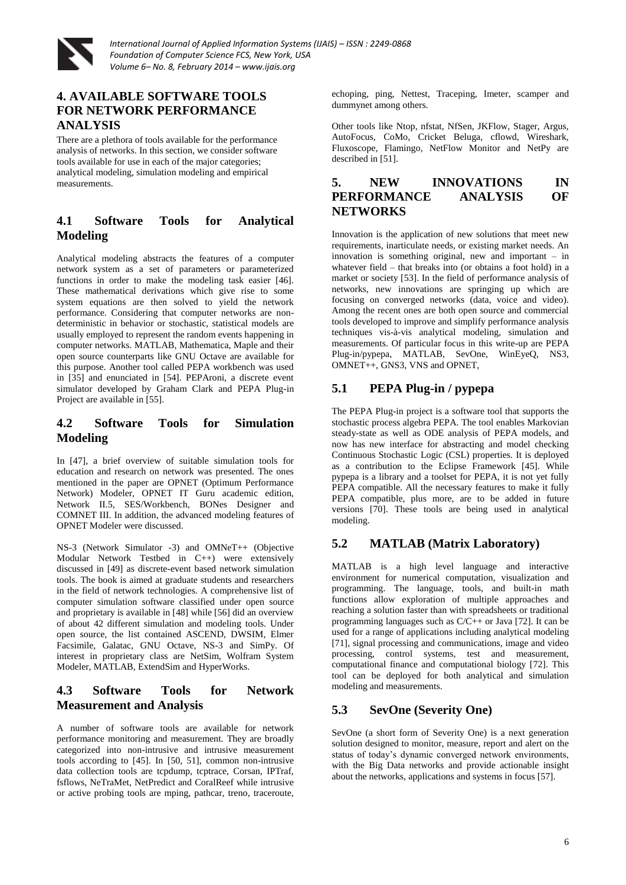## 4. AVAILABLE SOFTWARE TOOLS FOR NETWORK PERFORMANCE ANALYSIS

There are a plethora of tools available for the performance analysis of networks. In this section, we consider software tools available for use in each of the major categories; analytical modeling, simulation modeling and empirical measurements.

### 4.1 Software Tools for Analytical Modeling

Analytical modeling abstracts the features of a computer network system as a set of parameters or parameterized functions in order to make the modeling task easier [46]. These mathematical derivations which give rise to some system equations are then solved to yield the network performance. Considering that computer networks are non-deterministic in behavior or stochastic, statistical models are usually employed to represent the random events happening in computer networks. MATLAB, Mathematica, Maple and their open source counterparts like GNU Octave are available for this purpose. Another tool called PEPA workbench was used in [35] and enunciated in [54]. PEPAroni, a discrete event simulator developed by Graham Clark and PEPA Plug-in Project are available in [55].

### 4.2 Software Tools for Simulation Modeling

In [47], a brief overview of suitable simulation tools for education and research on network was presented. The ones mentioned in the paper are OPNET (Optimum Performance Network) Modeler, OPNET IT Guru academic edition, Network II.5, SES/Workbench, BONes Designer and COMNET III. In addition, the advanced modeling features of OPNET Modeler were discussed.

NS-3 (Network Simulator -3) and OMNeT++ (Objective Modular Network Testbed in C++) were extensively discussed in [49] as discrete-event based network simulation tools. The book is aimed at graduate students and researchers in the field of network technologies. A comprehensive list of computer simulation software classified under open source and proprietary is available in [48] while [56] did an overview of about 42 different simulation and modeling tools. Under open source, the list contained ASCEND, DWSIM, Elmer Facsimile, Galatac, GNU Octave, NS-3 and SimPy. Of interest in proprietary class are NetSim, Wolfram System Modeler, MATLAB, ExtendSim and HyperWorks.

### 4.3 Software Tools for Network Measurement and Analysis

A number of software tools are available for network performance monitoring and measurement. They are broadly categorized into non-intrusive and intrusive measurement tools according to [45]. In [50, 51], common non-intrusive data collection tools are tcpdump, tcptrace, Corsan, IPTraf, fsflows, NeTraMet, NetPredict and CoralReef while intrusive or active probing tools are mping, pathcar, treno, traceroute, echoping, ping, Nettest, Traceping, Imeter, scamper and dummynet among others.

Other tools like Ntop, nfstat, NfSen, JKFlow, Stager, Argus, AutoFocus, CoMo, Cricket Beluga, cflowd, Wireshark, Fluxoscope, Flamingo, NetFlow Monitor and NetPy are described in [51].

## 5. NEW INNOVATIONS IN PERFORMANCE ANALYSIS OF NETWORKS

Innovation is the application of new solutions that meet new requirements, inarticulate needs, or existing market needs. An innovation is something original, new and important – in whatever field – that breaks into (or obtains a foot hold) in a market or society [53]. In the field of performance analysis of networks, new innovations are springing up which are focusing on converged networks (data, voice and video). Among the recent ones are both open source and commercial tools developed to improve and simplify performance analysis techniques vis-à-vis analytical modeling, simulation and measurements. Of particular focus in this write-up are PEPA Plug-in/pypepa, MATLAB, SevOne, WinEyeQ, NS3, OMNET++, GNS3, VNS and OPNET,

### 5.1 PEPA Plug-in / pypepa

The PEPA Plug-in project is a software tool that supports the stochastic process algebra PEPA. The tool enables Markovian steady-state as well as ODE analysis of PEPA models, and now has new interface for abstracting and model checking Continuous Stochastic Logic (CSL) properties. It is deployed as a contribution to the Eclipse Framework [45]. While pypepa is a library and a toolset for PEPA, it is not yet fully PEPA compatible. All the necessary features to make it fully PEPA compatible, plus more, are to be added in future versions [70]. These tools are being used in analytical modeling.

### 5.2 MATLAB (Matrix Laboratory)

MATLAB is a high level language and interactive environment for numerical computation, visualization and programming. The language, tools, and built-in math functions allow exploration of multiple approaches and reaching a solution faster than with spreadsheets or traditional programming languages such as C/C++ or Java [72]. It can be used for a range of applications including analytical modeling [71], signal processing and communications, image and video processing, control systems, test and measurement, computational finance and computational biology [72]. This tool can be deployed for both analytical and simulation modeling and measurements.

### 5.3 SevOne (Severity One)

SevOne (a short form of Severity One) is a next generation solution designed to monitor, measure, report and alert on the status of today's dynamic converged network environments, with the Big Data networks and provide actionable insight about the networks, applications and systems in focus [57].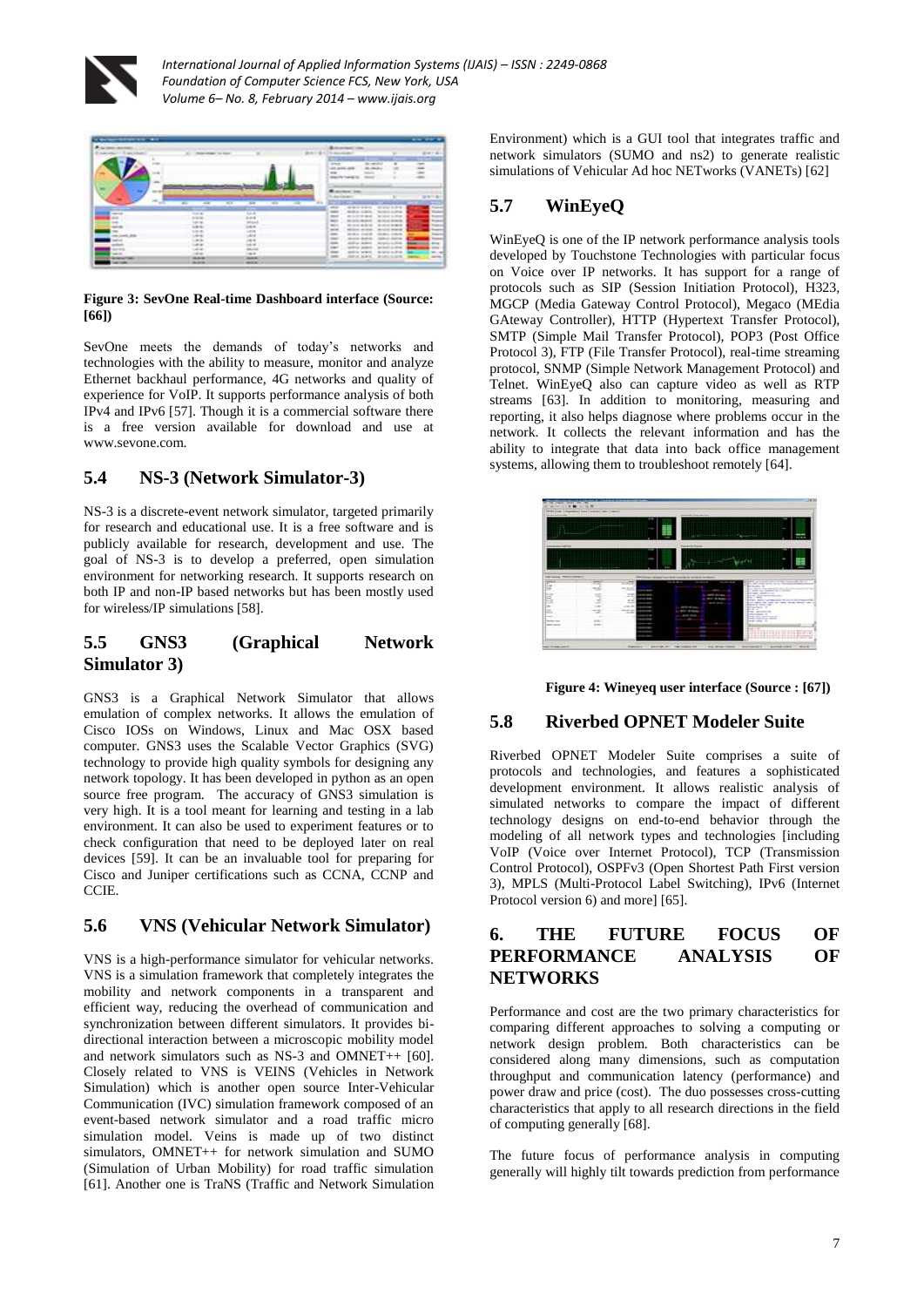**Figure 3: SevOne Real-time Dashboard interface (Source: [66])**

SevOne meets the demands of today's networks and technologies with the ability to measure, monitor and analyze Ethernet backhaul performance, 4G networks and quality of experience for VoIP. It supports performance analysis of both IPv4 and IPv6 [57]. Though it is a commercial software there is a free version available for download and use at www.sevone.com.

## 5.4 NS-3 (Network Simulator-3)

NS-3 is a discrete-event network simulator, targeted primarily for research and educational use. It is a free software and is publicly available for research, development and use. The goal of NS-3 is to develop a preferred, open simulation environment for networking research. It supports research on both IP and non-IP based networks but has been mostly used for wireless/IP simulations [58].

## 5.5 GNS3 (Graphical Network Simulator 3)

GNS3 is a Graphical Network Simulator that allows emulation of complex networks. It allows the emulation of Cisco IOSs on Windows, Linux and Mac OSX based computer. GNS3 uses the Scalable Vector Graphics (SVG) technology to provide high quality symbols for designing any network topology. It has been developed in python as an open source free program. The accuracy of GNS3 simulation is very high. It is a tool meant for learning and testing in a lab environment. It can also be used to experiment features or to check configuration that need to be deployed later on real devices [59]. It can be an invaluable tool for preparing for Cisco and Juniper certifications such as CCNA, CCNP and CCIE.

## 5.6 VNS (Vehicular Network Simulator)

VNS is a high-performance simulator for vehicular networks. VNS is a simulation framework that completely integrates the mobility and network components in a transparent and efficient way, reducing the overhead of communication and synchronization between different simulators. It provides bi-directional interaction between a microscopic mobility model and network simulators such as NS-3 and OMNET++ [60]. Closely related to VNS is VEINS (Vehicles in Network Simulation) which is another open source Inter-Vehicular Communication (IVC) simulation framework composed of an event-based network simulator and a road traffic micro simulation model. Veins is made up of two distinct simulators, OMNET++ for network simulation and SUMO (Simulation of Urban Mobility) for road traffic simulation [61]. Another one is TraNS (Traffic and Network Simulation Environment) which is a GUI tool that integrates traffic and network simulators (SUMO and ns2) to generate realistic simulations of Vehicular Ad hoc NETworks (VANETs) [62]

## 5.7 WinEyeQ

WinEyeQ is one of the IP network performance analysis tools developed by Touchstone Technologies with particular focus on Voice over IP networks. It has support for a range of protocols such as SIP (Session Initiation Protocol), H323, MGCP (Media Gateway Control Protocol), Megaco (MEdia GAteway Controller), HTTP (Hypertext Transfer Protocol), SMTP (Simple Mail Transfer Protocol), POP3 (Post Office Protocol 3), FTP (File Transfer Protocol), real-time streaming protocol, SNMP (Simple Network Management Protocol) and Telnet. WinEyeQ also can capture video as well as RTP streams [63]. In addition to monitoring, measuring and reporting, it also helps diagnose where problems occur in the network. It collects the relevant information and has the ability to integrate that data into back office management systems, allowing them to troubleshoot remotely [64].

**Figure 4: Wineyeq user interface (Source : [67])**

## 5.8 Riverbed OPNET Modeler Suite

Riverbed OPNET Modeler Suite comprises a suite of protocols and technologies, and features a sophisticated development environment. It allows realistic analysis of simulated networks to compare the impact of different technology designs on end-to-end behavior through the modeling of all network types and technologies [including VoIP (Voice over Internet Protocol), TCP (Transmission Control Protocol), OSPFv3 (Open Shortest Path First version 3), MPLS (Multi-Protocol Label Switching), IPv6 (Internet Protocol version 6) and more] [65].

# 6. THE FUTURE FOCUS OF PERFORMANCE ANALYSIS OF NETWORKS

Performance and cost are the two primary characteristics for comparing different approaches to solving a computing or network design problem. Both characteristics can be considered along many dimensions, such as computation throughput and communication latency (performance) and power draw and price (cost). The duo possesses cross-cutting characteristics that apply to all research directions in the field of computing generally [68].

The future focus of performance analysis in computing generally will highly tilt towards prediction from performance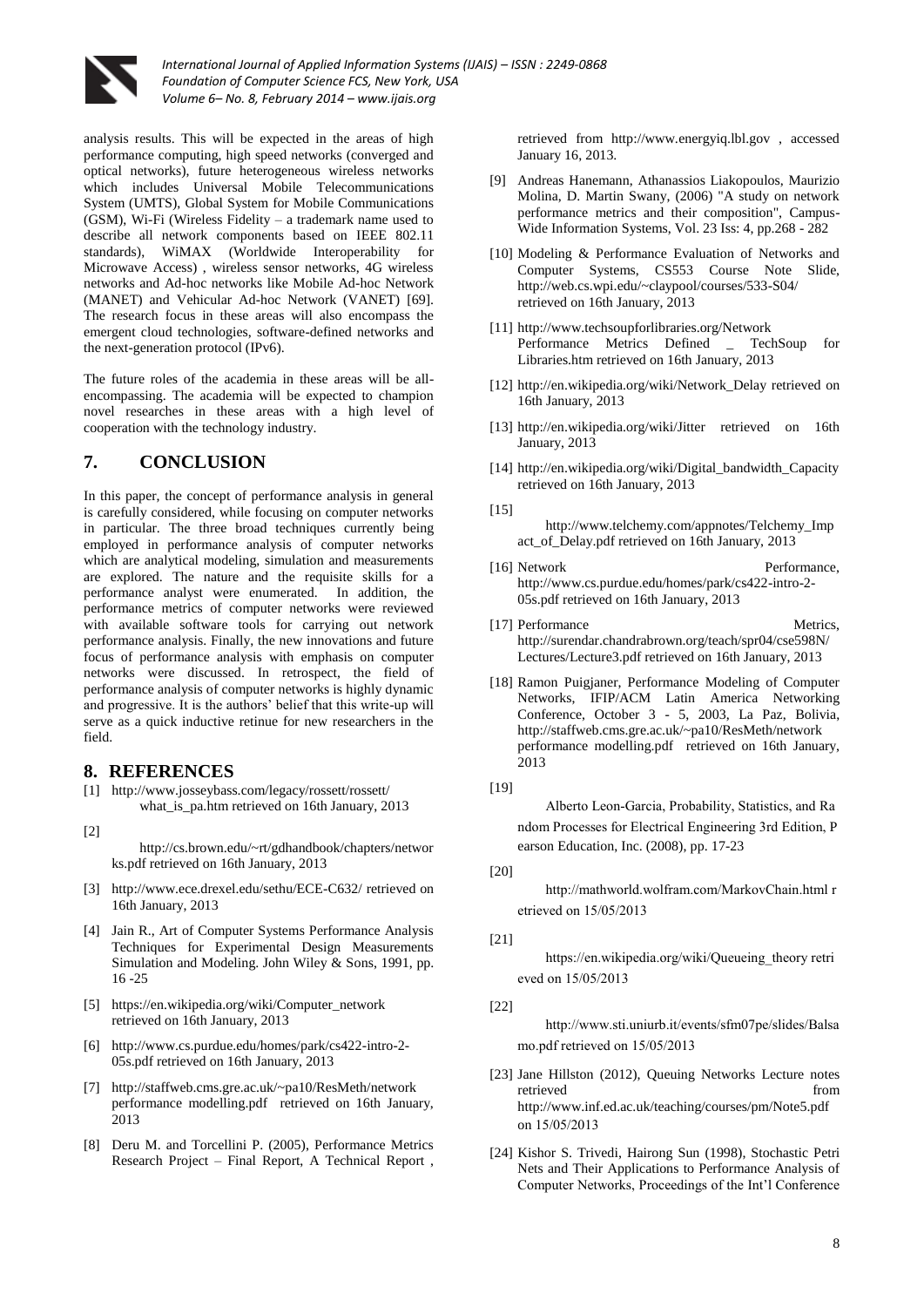analysis results. This will be expected in the areas of high performance computing, high speed networks (converged and optical networks), future heterogeneous wireless networks which includes Universal Mobile Telecommunications System (UMTS), Global System for Mobile Communications (GSM), Wi-Fi (Wireless Fidelity – a trademark name used to describe all network components based on IEEE 802.11 standards), WiMAX (Worldwide Interoperability for Microwave Access) , wireless sensor networks, 4G wireless networks and Ad-hoc networks like Mobile Ad-hoc Network (MANET) and Vehicular Ad-hoc Network (VANET) [69]. The research focus in these areas will also encompass the emergent cloud technologies, software-defined networks and the next-generation protocol (IPv6).

The future roles of the academia in these areas will be all-encompassing. The academia will be expected to champion novel researches in these areas with a high level of cooperation with the technology industry.

## 7. CONCLUSION

In this paper, the concept of performance analysis in general is carefully considered, while focusing on computer networks in particular. The three broad techniques currently being employed in performance analysis of computer networks which are analytical modeling, simulation and measurements are explored. The nature and the requisite skills for a performance analyst were enumerated. In addition, the performance metrics of computer networks were reviewed with available software tools for carrying out network performance analysis. Finally, the new innovations and future focus of performance analysis with emphasis on computer networks were discussed. In retrospect, the field of performance analysis of computer networks is highly dynamic and progressive. It is the authors' belief that this write-up will serve as a quick inductive retinue for new researchers in the field.

## 8. REFERENCES

[1] http://www.josseybass.com/legacy/rossett/rossett/what_is_pa.htm retrieved on 16th January, 2013

[2] http://cs.brown.edu/~rt/gdhandbook/chapters/networks.pdf retrieved on 16th January, 2013

[3] http://www.ece.drexel.edu/sethu/ECE-C632/ retrieved on 16th January, 2013

[4] Jain R., Art of Computer Systems Performance Analysis Techniques for Experimental Design Measurements Simulation and Modeling. John Wiley & Sons, 1991, pp. 16 -25

[5] https://en.wikipedia.org/wiki/Computer_network retrieved on 16th January, 2013

[6] http://www.cs.purdue.edu/homes/park/cs422-intro-2-05s.pdf retrieved on 16th January, 2013

[7] http://staffweb.cms.gre.ac.uk/~pa10/ResMeth/network performance modelling.pdf retrieved on 16th January, 2013

[8] Deru M. and Torcellini P. (2005), Performance Metrics Research Project – Final Report, A Technical Report , retrieved from http://www.energyiq.lbl.gov , accessed January 16, 2013.

[9] Andreas Hanemann, Athanassios Liakopoulos, Maurizio Molina, D. Martin Swany, (2006) "A study on network performance metrics and their composition", Campus-Wide Information Systems, Vol. 23 Iss: 4, pp.268 - 282

[10] Modeling & Performance Evaluation of Networks and Computer Systems, CS553 Course Note Slide, http://web.cs.wpi.edu/~claypool/courses/533-S04/ retrieved on 16th January, 2013

[11] http://www.techsoupforlibraries.org/Network Performance Metrics Defined _ TechSoup for Libraries.htm retrieved on 16th January, 2013

[12] http://en.wikipedia.org/wiki/Network_Delay retrieved on 16th January, 2013

[13] http://en.wikipedia.org/wiki/Jitter retrieved on 16th January, 2013

[14] http://en.wikipedia.org/wiki/Digital_bandwidth_Capacity retrieved on 16th January, 2013

[15] http://www.telchemy.com/appnotes/Telchemy_Impact_of_Delay.pdf retrieved on 16th January, 2013

[16] Network Performance, http://www.cs.purdue.edu/homes/park/cs422-intro-2-05s.pdf retrieved on 16th January, 2013

[17] Performance Metrics, http://surendar.chandrabrown.org/teach/spr04/cse598N/Lectures/Lecture3.pdf retrieved on 16th January, 2013

[18] Ramon Puigjaner, Performance Modeling of Computer Networks, IFIP/ACM Latin America Networking Conference, October 3 - 5, 2003, La Paz, Bolivia, http://staffweb.cms.gre.ac.uk/~pa10/ResMeth/network performance modelling.pdf retrieved on 16th January, 2013

[19] Alberto Leon-Garcia, Probability, Statistics, and Random Processes for Electrical Engineering 3rd Edition, Pearson Education, Inc. (2008), pp. 17-23

[20] http://mathworld.wolfram.com/MarkovChain.html retrieved on 15/05/2013

[21] https://en.wikipedia.org/wiki/Queueing_theory retrieved on 15/05/2013

[22] http://www.sti.uniurb.it/events/sfm07pe/slides/Balsamo.pdf retrieved on 15/05/2013

[23] Jane Hillston (2012), Queuing Networks Lecture notes retrieved from http://www.inf.ed.ac.uk/teaching/courses/pm/Note5.pdf on 15/05/2013

[24] Kishor S. Trivedi, Hairong Sun (1998), Stochastic Petri Nets and Their Applications to Performance Analysis of Computer Networks, Proceedings of the Int'l Conference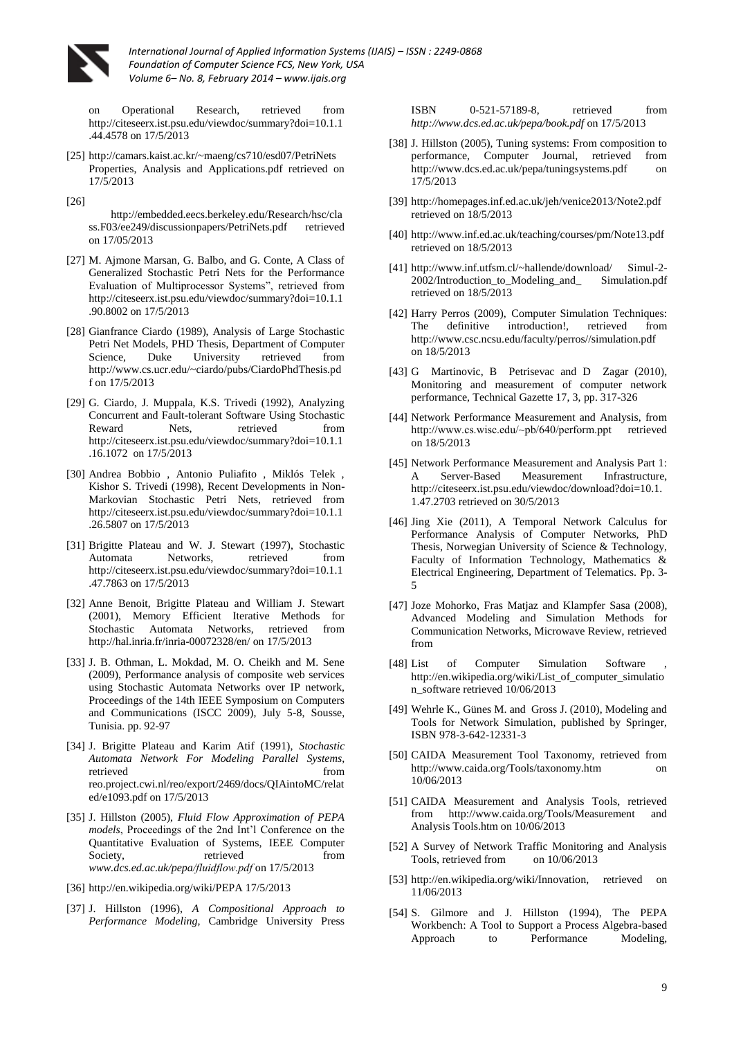on Operational Research, retrieved from http://citeseerx.ist.psu.edu/viewdoc/summary?doi=10.1.1.44.4578 on 17/5/2013

[25] http://camars.kaist.ac.kr/~maeng/cs710/esd07/PetriNets Properties, Analysis and Applications.pdf retrieved on 17/5/2013

[26] http://embedded.eecs.berkeley.edu/Research/hsc/class.F03/ee249/discussionpapers/PetriNets.pdf retrieved on 17/05/2013

[27] M. Ajmone Marsan, G. Balbo, and G. Conte, A Class of Generalized Stochastic Petri Nets for the Performance Evaluation of Multiprocessor Systems", retrieved from http://citeseerx.ist.psu.edu/viewdoc/summary?doi=10.1.1.90.8002 on 17/5/2013

[28] Gianfrance Ciardo (1989), Analysis of Large Stochastic Petri Net Models, PHD Thesis, Department of Computer Science, Duke University retrieved from http://www.cs.ucr.edu/~ciardo/pubs/CiardoPhdThesis.pdf on 17/5/2013

[29] G. Ciardo, J. Muppala, K.S. Trivedi (1992), Analyzing Concurrent and Fault-tolerant Software Using Stochastic Reward Nets, retrieved from http://citeseerx.ist.psu.edu/viewdoc/summary?doi=10.1.1.16.1072 on 17/5/2013

[30] Andrea Bobbio , Antonio Puliafito , Miklós Telek , Kishor S. Trivedi (1998), Recent Developments in Non-Markovian Stochastic Petri Nets, retrieved from http://citeseerx.ist.psu.edu/viewdoc/summary?doi=10.1.1.26.5807 on 17/5/2013

[31] Brigitte Plateau and W. J. Stewart (1997), Stochastic Automata Networks, retrieved from http://citeseerx.ist.psu.edu/viewdoc/summary?doi=10.1.1.47.7863 on 17/5/2013

[32] Anne Benoit, Brigitte Plateau and William J. Stewart (2001), Memory Efficient Iterative Methods for Stochastic Automata Networks, retrieved from http://hal.inria.fr/inria-00072328/en/ on 17/5/2013

[33] J. B. Othman, L. Mokdad, M. O. Cheikh and M. Sene (2009), Performance analysis of composite web services using Stochastic Automata Networks over IP network, Proceedings of the 14th IEEE Symposium on Computers and Communications (ISCC 2009), July 5-8, Sousse, Tunisia. pp. 92-97

[34] J. Brigitte Plateau and Karim Atif (1991), *Stochastic Automata Network For Modeling Parallel Systems*, retrieved from reo.project.cwi.nl/reo/export/2469/docs/QIAintoMC/related/e1093.pdf on 17/5/2013

[35] J. Hillston (2005), *Fluid Flow Approximation of PEPA models*, Proceedings of the 2nd Int'l Conference on the Quantitative Evaluation of Systems, IEEE Computer Society, retrieved from *www.dcs.ed.ac.uk/pepa/fluidflow.pdf* on 17/5/2013

[36] http://en.wikipedia.org/wiki/PEPA 17/5/2013

[37] J. Hillston (1996), *A Compositional Approach to Performance Modeling,* Cambridge University Press ISBN 0-521-57189-8, retrieved from *http://www.dcs.ed.ac.uk/pepa/book.pdf* on 17/5/2013

[38] J. Hillston (2005), Tuning systems: From composition to performance, Computer Journal, retrieved from http://www.dcs.ed.ac.uk/pepa/tuningsystems.pdf on 17/5/2013

[39] http://homepages.inf.ed.ac.uk/jeh/venice2013/Note2.pdf retrieved on 18/5/2013

[40] http://www.inf.ed.ac.uk/teaching/courses/pm/Note13.pdf retrieved on 18/5/2013

[41] http://www.inf.utfsm.cl/~hallende/download/ Simul-2-2002/Introduction_to_Modeling_and_ Simulation.pdf retrieved on 18/5/2013

[42] Harry Perros (2009), Computer Simulation Techniques: The definitive introduction!, retrieved from http://www.csc.ncsu.edu/faculty/perros//simulation.pdf on 18/5/2013

[43] G Martinovic, B Petrisevac and D Zagar (2010), Monitoring and measurement of computer network performance, Technical Gazette 17, 3, pp. 317-326

[44] Network Performance Measurement and Analysis, from http://www.cs.wisc.edu/~pb/640/perform.ppt retrieved on 18/5/2013

[45] Network Performance Measurement and Analysis Part 1: A Server-Based Measurement Infrastructure, http://citeseerx.ist.psu.edu/viewdoc/download?doi=10.1.1.47.2703 retrieved on 30/5/2013

[46] Jing Xie (2011), A Temporal Network Calculus for Performance Analysis of Computer Networks, PhD Thesis, Norwegian University of Science & Technology, Faculty of Information Technology, Mathematics & Electrical Engineering, Department of Telematics. Pp. 3-5

[47] Joze Mohorko, Fras Matjaz and Klampfer Sasa (2008), Advanced Modeling and Simulation Methods for Communication Networks, Microwave Review, retrieved from

[48] List of Computer Simulation Software , http://en.wikipedia.org/wiki/List_of_computer_simulation_software retrieved 10/06/2013

[49] Wehrle K., Günes M. and Gross J. (2010), Modeling and Tools for Network Simulation, published by Springer, ISBN 978-3-642-12331-3

[50] CAIDA Measurement Tool Taxonomy, retrieved from http://www.caida.org/Tools/taxonomy.htm on 10/06/2013

[51] CAIDA Measurement and Analysis Tools, retrieved from http://www.caida.org/Tools/Measurement and Analysis Tools.htm on 10/06/2013

[52] A Survey of Network Traffic Monitoring and Analysis Tools, retrieved from on 10/06/2013

[53] http://en.wikipedia.org/wiki/Innovation, retrieved on 11/06/2013

[54] S. Gilmore and J. Hillston (1994), The PEPA Workbench: A Tool to Support a Process Algebra-based Approach to Performance Modeling,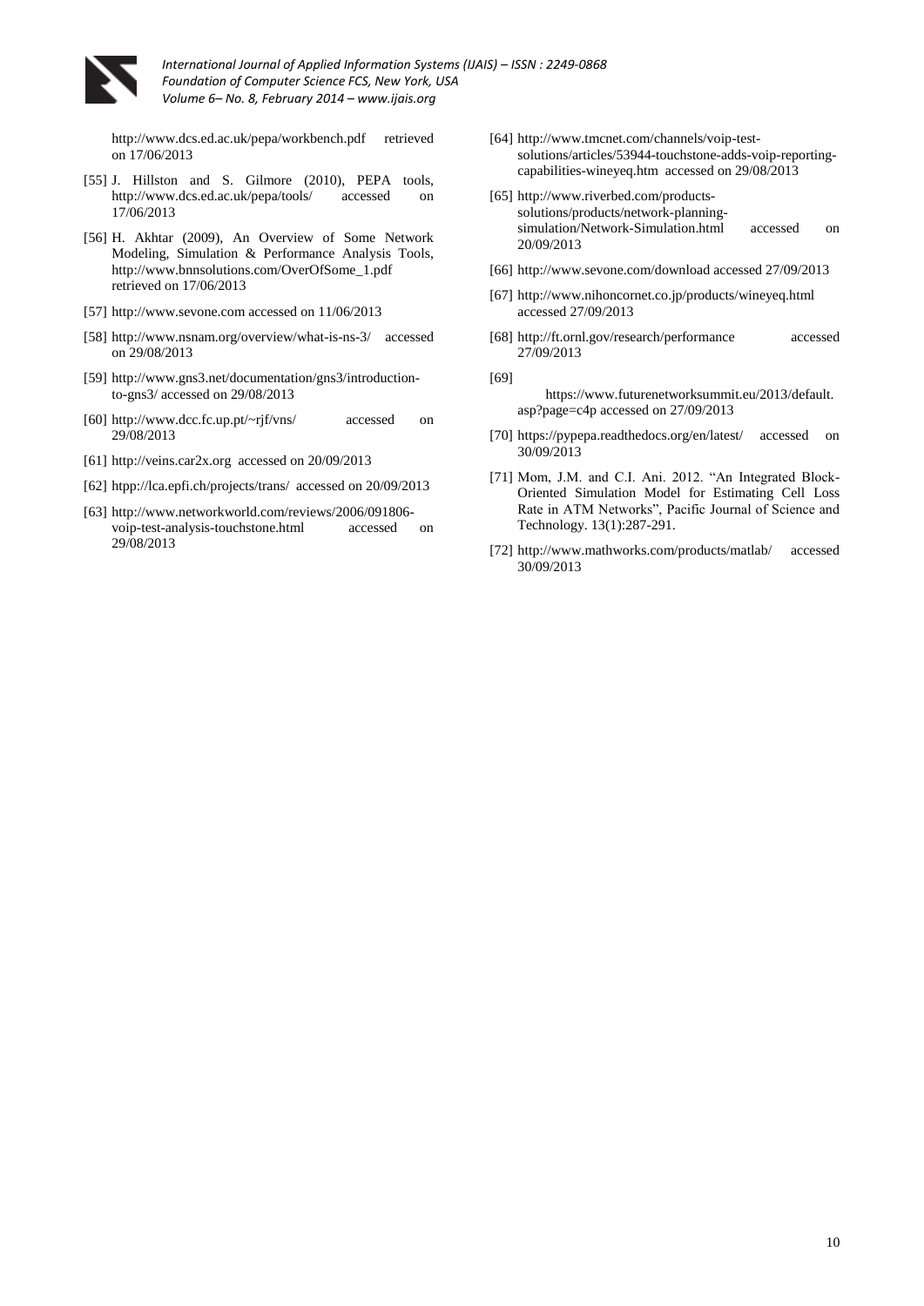http://www.dcs.ed.ac.uk/pepa/workbench.pdf retrieved on 17/06/2013

[55] J. Hillston and S. Gilmore (2010), PEPA tools, http://www.dcs.ed.ac.uk/pepa/tools/ accessed on 17/06/2013

[56] H. Akhtar (2009), An Overview of Some Network Modeling, Simulation & Performance Analysis Tools, http://www.bnnsolutions.com/OverOfSome_1.pdf retrieved on 17/06/2013

[57] http://www.sevone.com accessed on 11/06/2013

[58] http://www.nsnam.org/overview/what-is-ns-3/ accessed on 29/08/2013

[59] http://www.gns3.net/documentation/gns3/introduction-to-gns3/ accessed on 29/08/2013

[60] http://www.dcc.fc.up.pt/~rjf/vns/ accessed on 29/08/2013

[61] http://veins.car2x.org accessed on 20/09/2013

[62] htpp://lca.epfi.ch/projects/trans/ accessed on 20/09/2013

[63] http://www.networkworld.com/reviews/2006/091806-voip-test-analysis-touchstone.html accessed on 29/08/2013

[64] http://www.tmcnet.com/channels/voip-test-solutions/articles/53944-touchstone-adds-voip-reporting-capabilities-wineyeq.htm accessed on 29/08/2013

[65] http://www.riverbed.com/products-solutions/products/network-planning-simulation/Network-Simulation.html accessed on 20/09/2013

[66] http://www.sevone.com/download accessed 27/09/2013

[67] http://www.nihoncornet.co.jp/products/wineyeq.html accessed 27/09/2013

[68] http://ft.ornl.gov/research/performance accessed 27/09/2013

[69] https://www.futurenetworksummit.eu/2013/default.asp?page=c4p accessed on 27/09/2013

[70] https://pypepa.readthedocs.org/en/latest/ accessed on 30/09/2013

[71] Mom, J.M. and C.I. Ani. 2012. "An Integrated Block-Oriented Simulation Model for Estimating Cell Loss Rate in ATM Networks", Pacific Journal of Science and Technology. 13(1):287-291.

[72] http://www.mathworks.com/products/matlab/ accessed 30/09/2013